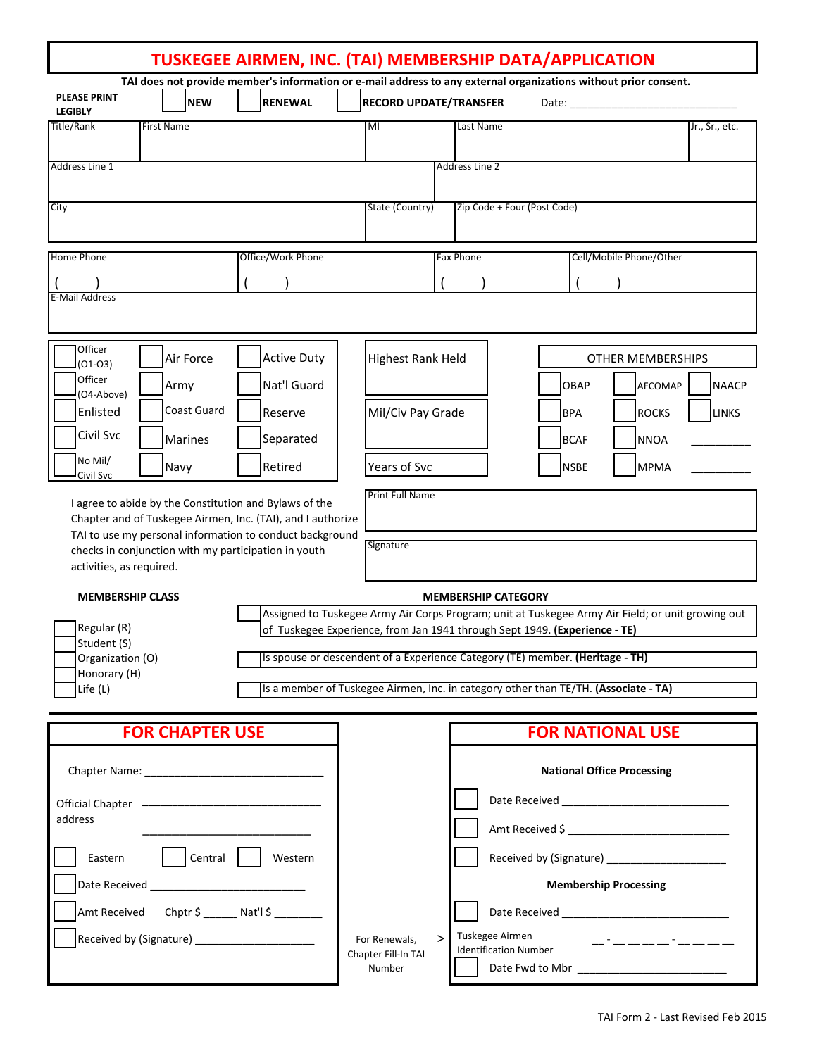# TUSKEGEE AIRMEN, INC. (TAI) MEMBERSHIP DATA/APPLICATION

**TAI does not provide member's information or e-mail address to any external organizations without prior consent.**

**PLEASE PRINT LEGIBLY** ☐ **NEW** ☐ **RENEWAL** ☐ **RECORD UPDATE/TRANSFER** Date: ___________________________

| Title/Rank | First Name | MI | Last Name | Jr., Sr., etc. |
|---|---|---|---|---|
| | | | | |

| Address Line 1 | Address Line 2 |
|---|---|
| | |

| City | State (Country) | Zip Code + Four (Post Code) |
|---|---|---|
| | | |

| Home Phone | Office/Work Phone | Fax Phone | Cell/Mobile Phone/Other |
|---|---|---|---|
| (    ) | (    ) | (    ) | (    ) |

| E-Mail Address |
|---|
| |

| | | | |
|---|---|---|---|
| ☐ Officer (O1-O3) | ☐ Air Force | ☐ Active Duty | Highest Rank Held |
| ☐ Officer (O4-Above) | ☐ Army | ☐ Nat'l Guard | |
| ☐ Enlisted | ☐ Coast Guard | ☐ Reserve | Mil/Civ Pay Grade |
| ☐ Civil Svc | ☐ Marines | ☐ Separated | |
| ☐ No Mil/ Civil Svc | ☐ Navy | ☐ Retired | Years of Svc |

| OTHER MEMBERSHIPS | | |
|---|---|---|
| ☐ OBAP | ☐ AFCOMAP | ☐ NAACP |
| ☐ BPA | ☐ ROCKS | ☐ LINKS |
| ☐ BCAF | ☐ NNOA | __________ |
| ☐ NSBE | ☐ MPMA | __________ |

I agree to abide by the Constitution and Bylaws of the Chapter and of Tuskegee Airmen, Inc. (TAI), and I authorize TAI to use my personal information to conduct background checks in conjunction with my participation in youth activities, as required.

Print Full Name: ___________________________

Signature: ___________________________

**MEMBERSHIP CLASS**

- ☐ Regular (R)
- ☐ Student (S)
- ☐ Organization (O)
- ☐ Honorary (H)
- ☐ Life (L)

**MEMBERSHIP CATEGORY**

- ☐ Assigned to Tuskegee Army Air Corps Program; unit at Tuskegee Army Air Field; or unit growing out of Tuskegee Experience, from Jan 1941 through Sept 1949. **(Experience - TE)**
- ☐ Is spouse or descendent of a Experience Category (TE) member. **(Heritage - TH)**
- ☐ Is a member of Tuskegee Airmen, Inc. in category other than TE/TH. **(Associate - TA)**

## FOR CHAPTER USE

Chapter Name: ___________________________

Official Chapter address ___________________________

___________________________

☐ Eastern ☐ Central ☐ Western

☐ Date Received ___________________________

☐ Amt Received Chptr $ ______ Nat'l $ ________

☐ Received by (Signature) ___________________

For Renewals, Chapter Fill-In TAI Number >

## FOR NATIONAL USE

**National Office Processing**

☐ Date Received ___________________________

☐ Amt Received $ ___________________________

☐ Received by (Signature) ___________________

**Membership Processing**

☐ Date Received ___________________________

Tuskegee Airmen Identification Number __ - __ __ __ __ - __ __ __ __

☐ Date Fwd to Mbr ___________________________

TAI Form 2 - Last Revised Feb 2015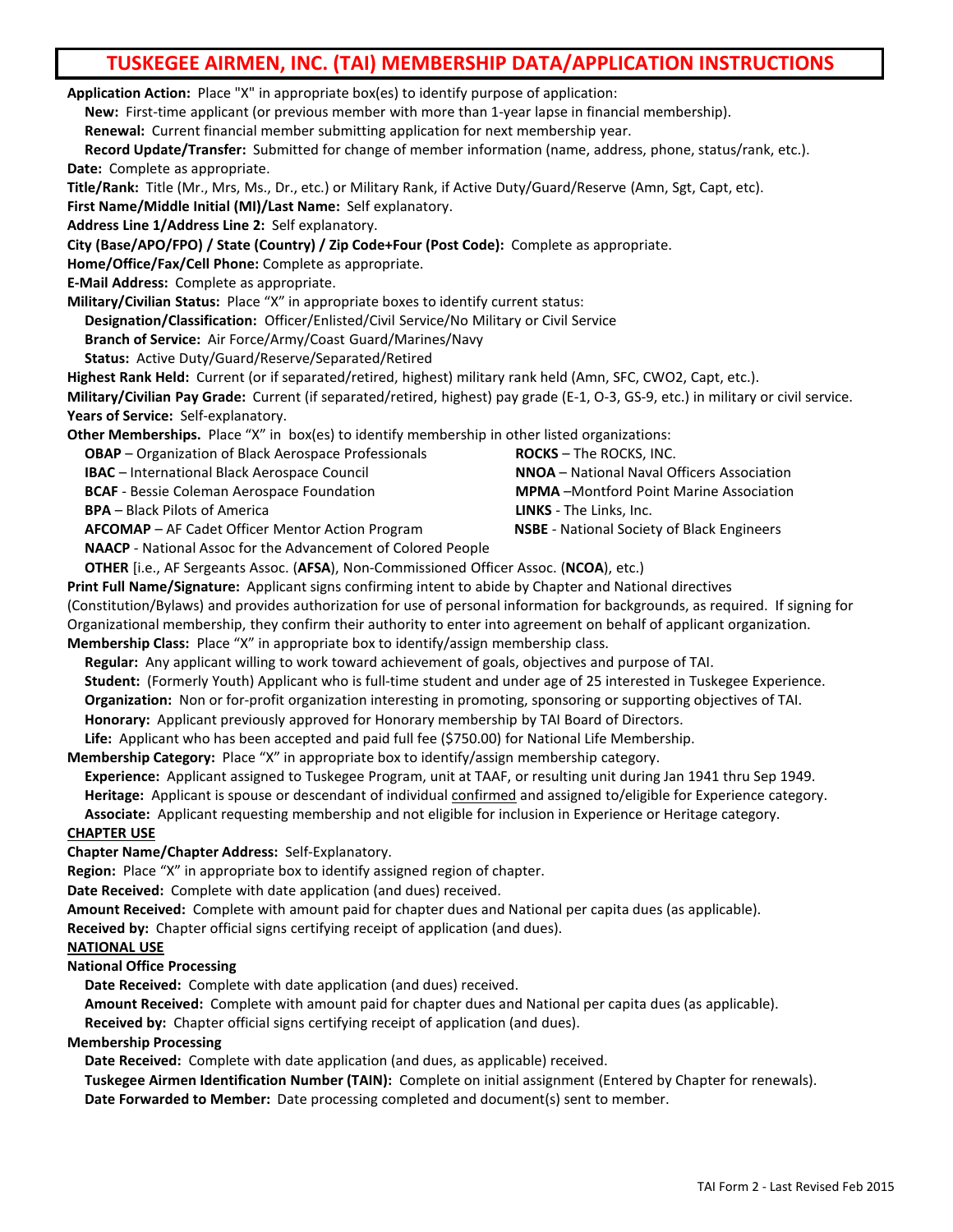# TUSKEGEE AIRMEN, INC. (TAI) MEMBERSHIP DATA/APPLICATION INSTRUCTIONS

**Application Action:** Place "X" in appropriate box(es) to identify purpose of application:

- **New:** First-time applicant (or previous member with more than 1-year lapse in financial membership).
- **Renewal:** Current financial member submitting application for next membership year.
- **Record Update/Transfer:** Submitted for change of member information (name, address, phone, status/rank, etc.).

**Date:** Complete as appropriate.

**Title/Rank:** Title (Mr., Mrs, Ms., Dr., etc.) or Military Rank, if Active Duty/Guard/Reserve (Amn, Sgt, Capt, etc).

**First Name/Middle Initial (MI)/Last Name:** Self explanatory.

**Address Line 1/Address Line 2:** Self explanatory.

**City (Base/APO/FPO) / State (Country) / Zip Code+Four (Post Code):** Complete as appropriate.

**Home/Office/Fax/Cell Phone:** Complete as appropriate.

**E-Mail Address:** Complete as appropriate.

**Military/Civilian Status:** Place "X" in appropriate boxes to identify current status:

- **Designation/Classification:** Officer/Enlisted/Civil Service/No Military or Civil Service
- **Branch of Service:** Air Force/Army/Coast Guard/Marines/Navy
- **Status:** Active Duty/Guard/Reserve/Separated/Retired

**Highest Rank Held:** Current (or if separated/retired, highest) military rank held (Amn, SFC, CWO2, Capt, etc.).

**Military/Civilian Pay Grade:** Current (if separated/retired, highest) pay grade (E-1, O-3, GS-9, etc.) in military or civil service.

**Years of Service:** Self-explanatory.

**Other Memberships.** Place "X" in box(es) to identify membership in other listed organizations:

- **OBAP** – Organization of Black Aerospace Professionals
- **IBAC** – International Black Aerospace Council
- **BCAF** - Bessie Coleman Aerospace Foundation
- **BPA** – Black Pilots of America
- **AFCOMAP** – AF Cadet Officer Mentor Action Program
- **NAACP** - National Assoc for the Advancement of Colored People
- **ROCKS** – The ROCKS, INC.
- **NNOA** – National Naval Officers Association
- **MPMA** –Montford Point Marine Association
- **LINKS** - The Links, Inc.
- **NSBE** - National Society of Black Engineers
- **OTHER** [i.e., AF Sergeants Assoc. (**AFSA**), Non-Commissioned Officer Assoc. (**NCOA**), etc.)

**Print Full Name/Signature:** Applicant signs confirming intent to abide by Chapter and National directives (Constitution/Bylaws) and provides authorization for use of personal information for backgrounds, as required. If signing for Organizational membership, they confirm their authority to enter into agreement on behalf of applicant organization.

**Membership Class:** Place "X" in appropriate box to identify/assign membership class.

- **Regular:** Any applicant willing to work toward achievement of goals, objectives and purpose of TAI.
- **Student:** (Formerly Youth) Applicant who is full-time student and under age of 25 interested in Tuskegee Experience.
- **Organization:** Non or for-profit organization interesting in promoting, sponsoring or supporting objectives of TAI.
- **Honorary:** Applicant previously approved for Honorary membership by TAI Board of Directors.
- **Life:** Applicant who has been accepted and paid full fee ($750.00) for National Life Membership.

**Membership Category:** Place "X" in appropriate box to identify/assign membership category.

- **Experience:** Applicant assigned to Tuskegee Program, unit at TAAF, or resulting unit during Jan 1941 thru Sep 1949.
- **Heritage:** Applicant is spouse or descendant of individual confirmed and assigned to/eligible for Experience category.
- **Associate:** Applicant requesting membership and not eligible for inclusion in Experience or Heritage category.

**CHAPTER USE**

**Chapter Name/Chapter Address:** Self-Explanatory.

**Region:** Place "X" in appropriate box to identify assigned region of chapter.

**Date Received:** Complete with date application (and dues) received.

**Amount Received:** Complete with amount paid for chapter dues and National per capita dues (as applicable).

**Received by:** Chapter official signs certifying receipt of application (and dues).

**NATIONAL USE**

**National Office Processing**

- **Date Received:** Complete with date application (and dues) received.
- **Amount Received:** Complete with amount paid for chapter dues and National per capita dues (as applicable).
- **Received by:** Chapter official signs certifying receipt of application (and dues).

**Membership Processing**

- **Date Received:** Complete with date application (and dues, as applicable) received.
- **Tuskegee Airmen Identification Number (TAIN):** Complete on initial assignment (Entered by Chapter for renewals).
- **Date Forwarded to Member:** Date processing completed and document(s) sent to member.

TAI Form 2 - Last Revised Feb 2015